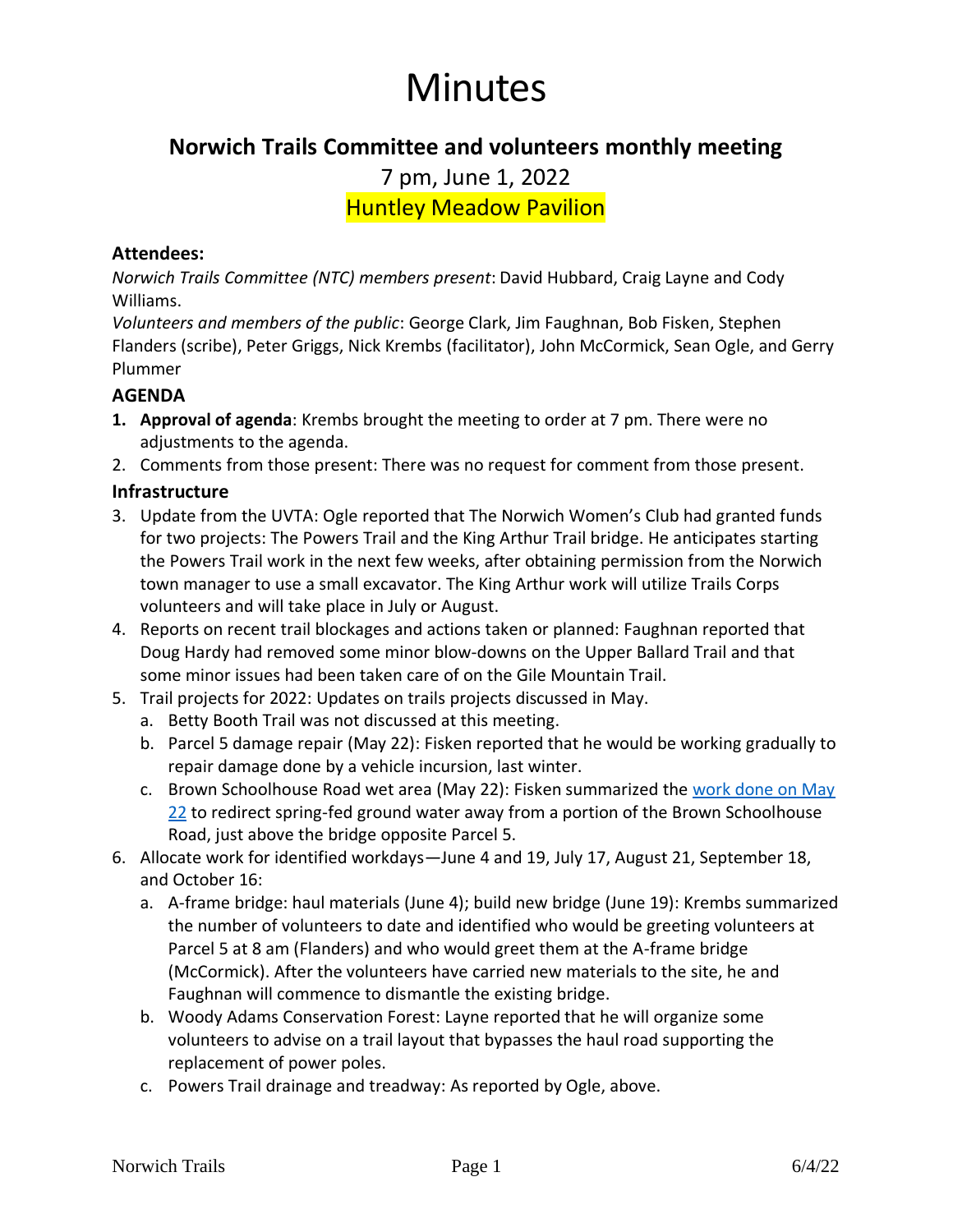# Minutes

## Norwich Trails Committee and volunteers monthly meeting

7 pm, June 1, 2022

Huntley Meadow Pavilion

### Attendees:

*Norwich Trails Committee (NTC) members present*: David Hubbard, Craig Layne and Cody Williams.

*Volunteers and members of the public*: George Clark, Jim Faughnan, Bob Fisken, Stephen Flanders (scribe), Peter Griggs, Nick Krembs (facilitator), John McCormick, Sean Ogle, and Gerry Plummer

### AGENDA

1. **Approval of agenda**: Krembs brought the meeting to order at 7 pm. There were no adjustments to the agenda.
2. Comments from those present: There was no request for comment from those present.

### Infrastructure

3. Update from the UVTA: Ogle reported that The Norwich Women's Club had granted funds for two projects: The Powers Trail and the King Arthur Trail bridge. He anticipates starting the Powers Trail work in the next few weeks, after obtaining permission from the Norwich town manager to use a small excavator. The King Arthur work will utilize Trails Corps volunteers and will take place in July or August.
4. Reports on recent trail blockages and actions taken or planned: Faughnan reported that Doug Hardy had removed some minor blow-downs on the Upper Ballard Trail and that some minor issues had been taken care of on the Gile Mountain Trail.
5. Trail projects for 2022: Updates on trails projects discussed in May.
   a. Betty Booth Trail was not discussed at this meeting.
   b. Parcel 5 damage repair (May 22): Fisken reported that he would be working gradually to repair damage done by a vehicle incursion, last winter.
   c. Brown Schoolhouse Road wet area (May 22): Fisken summarized the work done on May 22 to redirect spring-fed ground water away from a portion of the Brown Schoolhouse Road, just above the bridge opposite Parcel 5.
6. Allocate work for identified workdays—June 4 and 19, July 17, August 21, September 18, and October 16:
   a. A-frame bridge: haul materials (June 4); build new bridge (June 19): Krembs summarized the number of volunteers to date and identified who would be greeting volunteers at Parcel 5 at 8 am (Flanders) and who would greet them at the A-frame bridge (McCormick). After the volunteers have carried new materials to the site, he and Faughnan will commence to dismantle the existing bridge.
   b. Woody Adams Conservation Forest: Layne reported that he will organize some volunteers to advise on a trail layout that bypasses the haul road supporting the replacement of power poles.
   c. Powers Trail drainage and treadway: As reported by Ogle, above.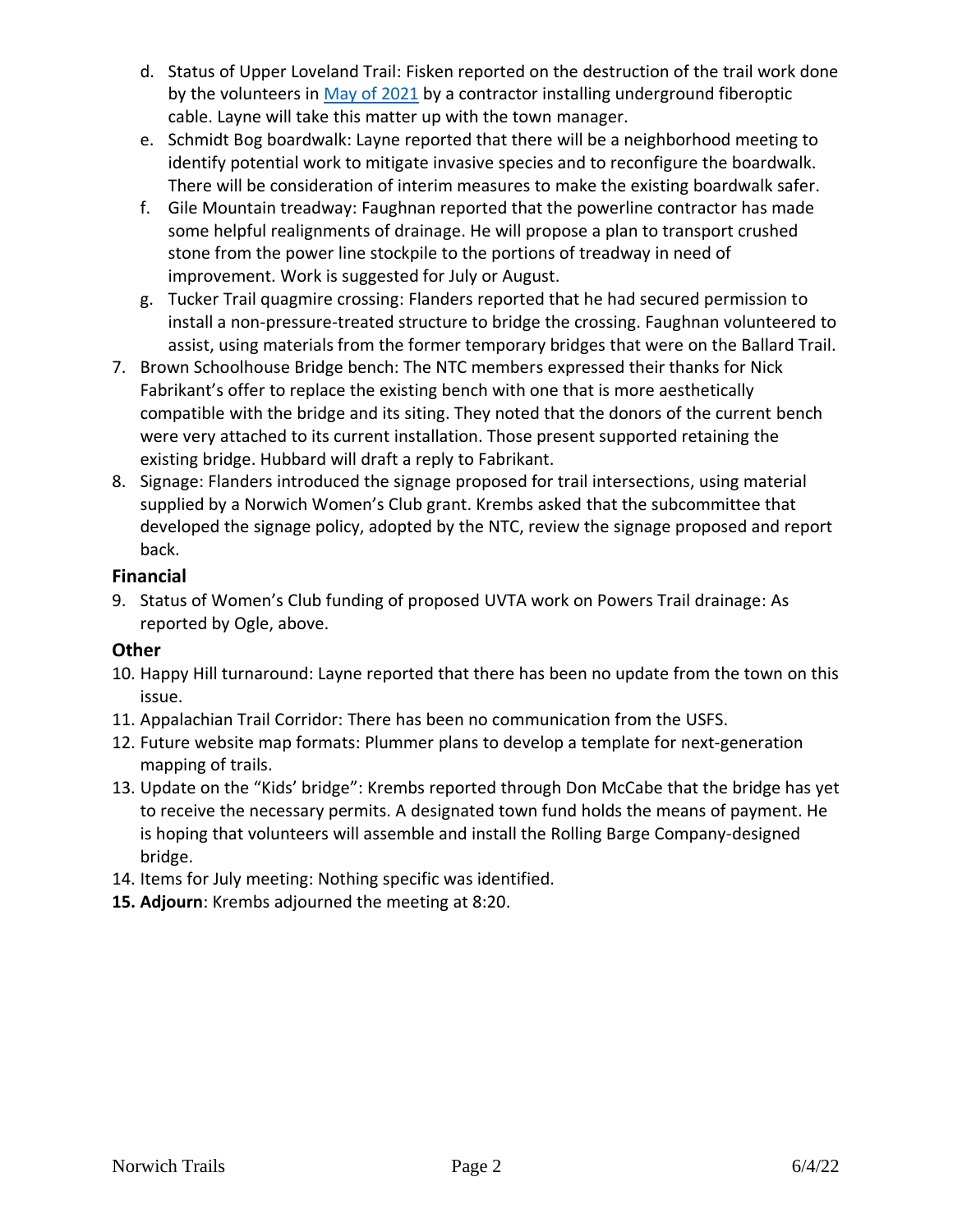d. Status of Upper Loveland Trail: Fisken reported on the destruction of the trail work done by the volunteers in May of 2021 by a contractor installing underground fiberoptic cable. Layne will take this matter up with the town manager.

e. Schmidt Bog boardwalk: Layne reported that there will be a neighborhood meeting to identify potential work to mitigate invasive species and to reconfigure the boardwalk. There will be consideration of interim measures to make the existing boardwalk safer.

f. Gile Mountain treadway: Faughnan reported that the powerline contractor has made some helpful realignments of drainage. He will propose a plan to transport crushed stone from the power line stockpile to the portions of treadway in need of improvement. Work is suggested for July or August.

g. Tucker Trail quagmire crossing: Flanders reported that he had secured permission to install a non-pressure-treated structure to bridge the crossing. Faughnan volunteered to assist, using materials from the former temporary bridges that were on the Ballard Trail.

7. Brown Schoolhouse Bridge bench: The NTC members expressed their thanks for Nick Fabrikant's offer to replace the existing bench with one that is more aesthetically compatible with the bridge and its siting. They noted that the donors of the current bench were very attached to its current installation. Those present supported retaining the existing bridge. Hubbard will draft a reply to Fabrikant.
8. Signage: Flanders introduced the signage proposed for trail intersections, using material supplied by a Norwich Women's Club grant. Krembs asked that the subcommittee that developed the signage policy, adopted by the NTC, review the signage proposed and report back.

## Financial

9. Status of Women's Club funding of proposed UVTA work on Powers Trail drainage: As reported by Ogle, above.

## Other

10. Happy Hill turnaround: Layne reported that there has been no update from the town on this issue.
11. Appalachian Trail Corridor: There has been no communication from the USFS.
12. Future website map formats: Plummer plans to develop a template for next-generation mapping of trails.
13. Update on the "Kids' bridge": Krembs reported through Don McCabe that the bridge has yet to receive the necessary permits. A designated town fund holds the means of payment. He is hoping that volunteers will assemble and install the Rolling Barge Company-designed bridge.
14. Items for July meeting: Nothing specific was identified.
15. **Adjourn**: Krembs adjourned the meeting at 8:20.